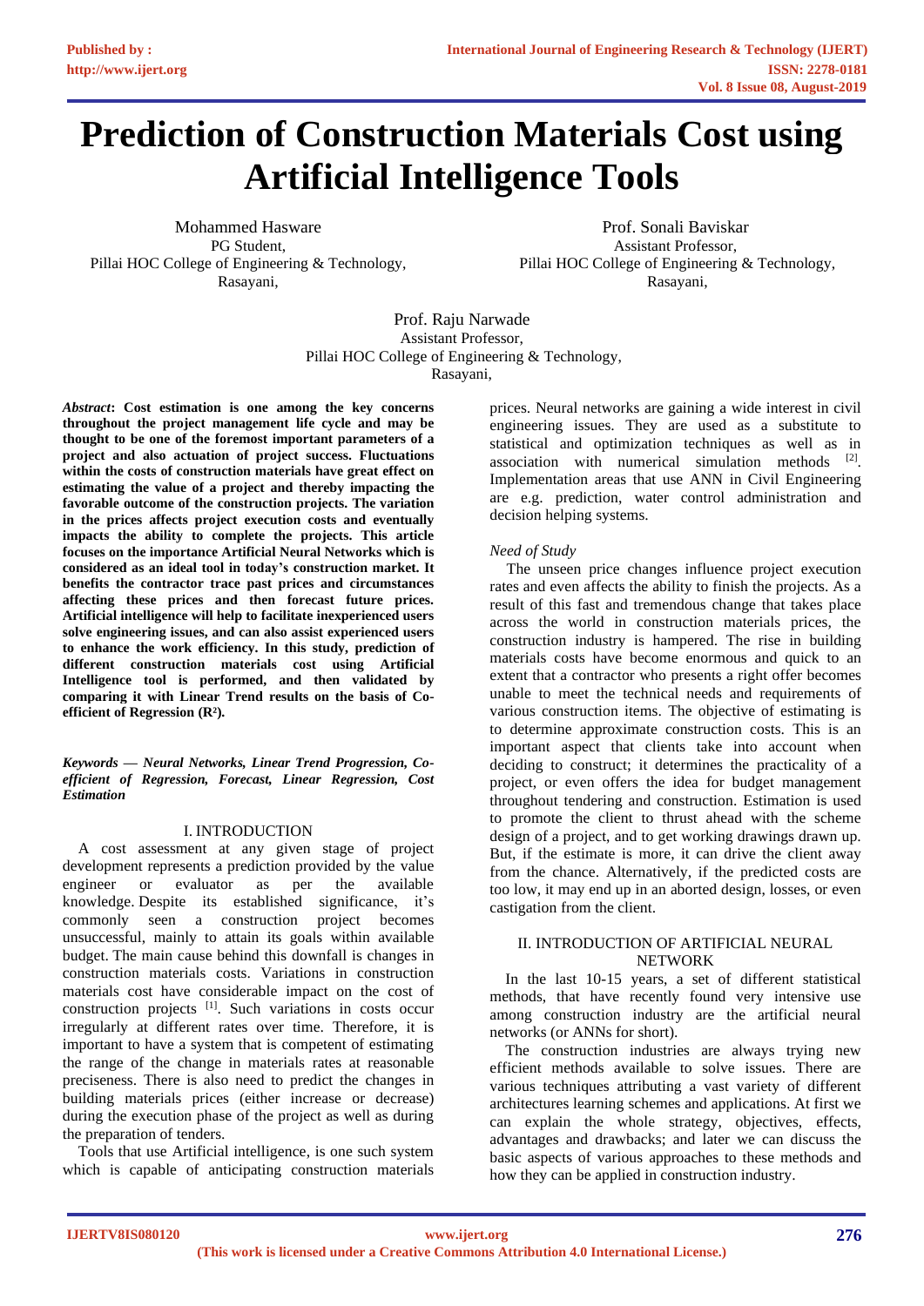# Prediction of Construction Materials Cost using Artificial Intelligence Tools

Mohammed Hasware
PG Student,
Pillai HOC College of Engineering & Technology,
Rasayani,

Prof. Sonali Baviskar
Assistant Professor,
Pillai HOC College of Engineering & Technology,
Rasayani,

Prof. Raju Narwade
Assistant Professor,
Pillai HOC College of Engineering & Technology,
Rasayani,

***Abstract*: Cost estimation is one among the key concerns throughout the project management life cycle and may be thought to be one of the foremost important parameters of a project and also actuation of project success. Fluctuations within the costs of construction materials have great effect on estimating the value of a project and thereby impacting the favorable outcome of the construction projects. The variation in the prices affects project execution costs and eventually impacts the ability to complete the projects. This article focuses on the importance Artificial Neural Networks which is considered as an ideal tool in today's construction market. It benefits the contractor trace past prices and circumstances affecting these prices and then forecast future prices. Artificial intelligence will help to facilitate inexperienced users solve engineering issues, and can also assist experienced users to enhance the work efficiency. In this study, prediction of different construction materials cost using Artificial Intelligence tool is performed, and then validated by comparing it with Linear Trend results on the basis of Co-efficient of Regression ($R^2$).**

***Keywords — Neural Networks, Linear Trend Progression, Co-efficient of Regression, Forecast, Linear Regression, Cost Estimation***

## I. INTRODUCTION

A cost assessment at any given stage of project development represents a prediction provided by the value engineer or evaluator as per the available knowledge. Despite its established significance, it's commonly seen a construction project becomes unsuccessful, mainly to attain its goals within available budget. The main cause behind this downfall is changes in construction materials costs. Variations in construction materials cost have considerable impact on the cost of construction projects [1]. Such variations in costs occur irregularly at different rates over time. Therefore, it is important to have a system that is competent of estimating the range of the change in materials rates at reasonable preciseness. There is also need to predict the changes in building materials prices (either increase or decrease) during the execution phase of the project as well as during the preparation of tenders.

Tools that use Artificial intelligence, is one such system which is capable of anticipating construction materials prices. Neural networks are gaining a wide interest in civil engineering issues. They are used as a substitute to statistical and optimization techniques as well as in association with numerical simulation methods [2]. Implementation areas that use ANN in Civil Engineering are e.g. prediction, water control administration and decision helping systems.

*Need of Study*

The unseen price changes influence project execution rates and even affects the ability to finish the projects. As a result of this fast and tremendous change that takes place across the world in construction materials prices, the construction industry is hampered. The rise in building materials costs have become enormous and quick to an extent that a contractor who presents a right offer becomes unable to meet the technical needs and requirements of various construction items. The objective of estimating is to determine approximate construction costs. This is an important aspect that clients take into account when deciding to construct; it determines the practicality of a project, or even offers the idea for budget management throughout tendering and construction. Estimation is used to promote the client to thrust ahead with the scheme design of a project, and to get working drawings drawn up. But, if the estimate is more, it can drive the client away from the chance. Alternatively, if the predicted costs are too low, it may end up in an aborted design, losses, or even castigation from the client.

## II. INTRODUCTION OF ARTIFICIAL NEURAL NETWORK

In the last 10-15 years, a set of different statistical methods, that have recently found very intensive use among construction industry are the artificial neural networks (or ANNs for short).

The construction industries are always trying new efficient methods available to solve issues. There are various techniques attributing a vast variety of different architectures learning schemes and applications. At first we can explain the whole strategy, objectives, effects, advantages and drawbacks; and later we can discuss the basic aspects of various approaches to these methods and how they can be applied in construction industry.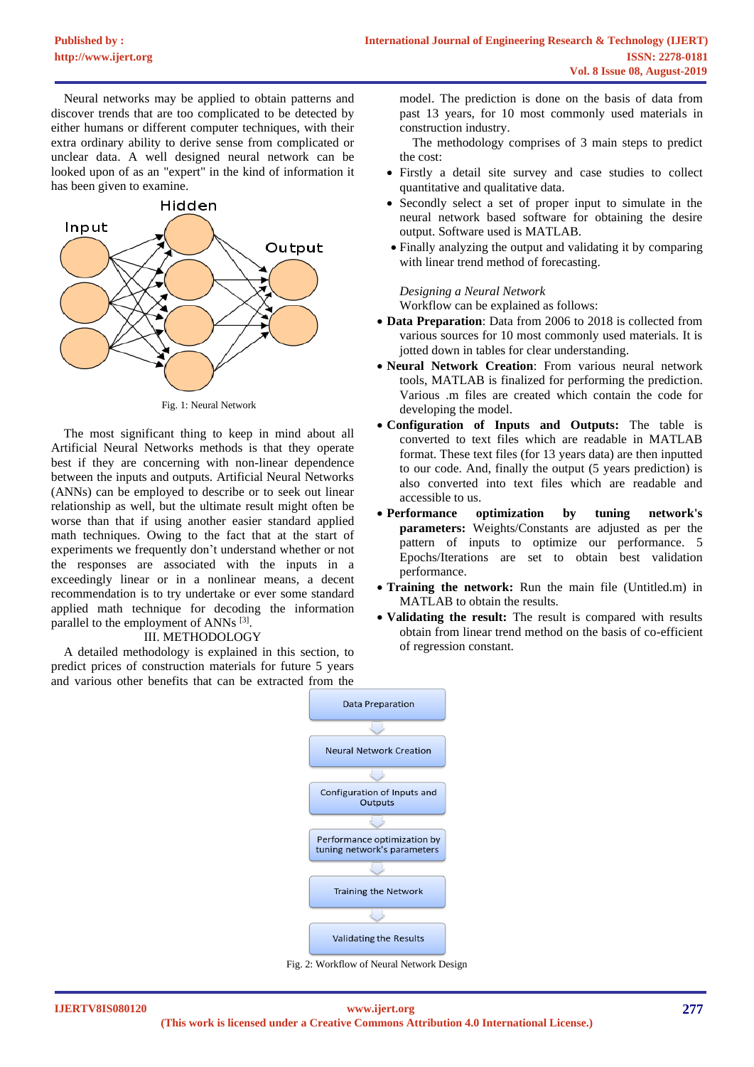Neural networks may be applied to obtain patterns and discover trends that are too complicated to be detected by either humans or different computer techniques, with their extra ordinary ability to derive sense from complicated or unclear data. A well designed neural network can be looked upon of as an "expert" in the kind of information it has been given to examine.

Fig. 1: Neural Network

The most significant thing to keep in mind about all Artificial Neural Networks methods is that they operate best if they are concerning with non-linear dependence between the inputs and outputs. Artificial Neural Networks (ANNs) can be employed to describe or to seek out linear relationship as well, but the ultimate result might often be worse than that if using another easier standard applied math techniques. Owing to the fact that at the start of experiments we frequently don't understand whether or not the responses are associated with the inputs in a exceedingly linear or in a nonlinear means, a decent recommendation is to try undertake or ever some standard applied math technique for decoding the information parallel to the employment of ANNs [3].

## III. METHODOLOGY

A detailed methodology is explained in this section, to predict prices of construction materials for future 5 years and various other benefits that can be extracted from the model. The prediction is done on the basis of data from past 13 years, for 10 most commonly used materials in construction industry.

The methodology comprises of 3 main steps to predict the cost:

- Firstly a detail site survey and case studies to collect quantitative and qualitative data.
- Secondly select a set of proper input to simulate in the neural network based software for obtaining the desire output. Software used is MATLAB.
- Finally analyzing the output and validating it by comparing with linear trend method of forecasting.

*Designing a Neural Network*

Workflow can be explained as follows:

- **Data Preparation**: Data from 2006 to 2018 is collected from various sources for 10 most commonly used materials. It is jotted down in tables for clear understanding.
- **Neural Network Creation**: From various neural network tools, MATLAB is finalized for performing the prediction. Various .m files are created which contain the code for developing the model.
- **Configuration of Inputs and Outputs:** The table is converted to text files which are readable in MATLAB format. These text files (for 13 years data) are then inputted to our code. And, finally the output (5 years prediction) is also converted into text files which are readable and accessible to us.
- **Performance optimization by tuning network's parameters:** Weights/Constants are adjusted as per the pattern of inputs to optimize our performance. 5 Epochs/Iterations are set to obtain best validation performance.
- **Training the network:** Run the main file (Untitled.m) in MATLAB to obtain the results.
- **Validating the result:** The result is compared with results obtain from linear trend method on the basis of co-efficient of regression constant.

Data Preparation → Neural Network Creation → Configuration of Inputs and Outputs → Performance optimization by tuning network's parameters → Training the Network → Validating the Results

Fig. 2: Workflow of Neural Network Design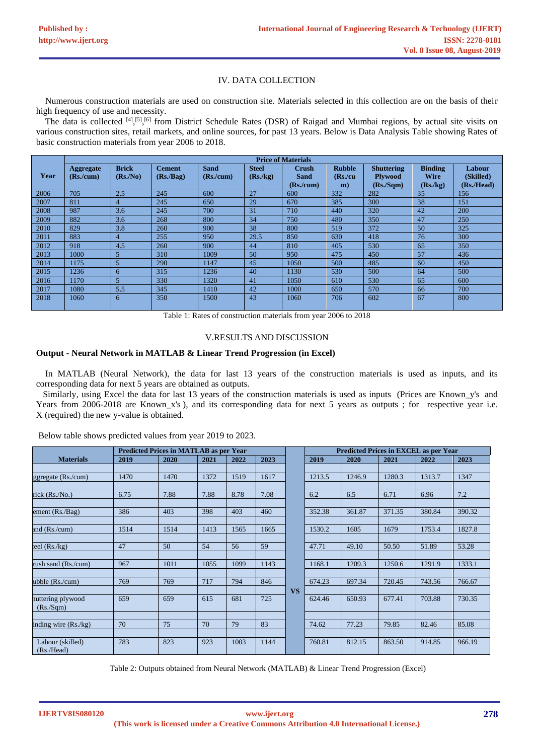## IV. DATA COLLECTION

Numerous construction materials are used on construction site. Materials selected in this collection are on the basis of their high frequency of use and necessity.

The data is collected [4],[5],[6] from District Schedule Rates (DSR) of Raigad and Mumbai regions, by actual site visits on various construction sites, retail markets, and online sources, for past 13 years. Below is Data Analysis Table showing Rates of basic construction materials from year 2006 to 2018.

| Year | Price of Materials | | | | | | | | | |
|---|---|---|---|---|---|---|---|---|---|---|
| | Aggregate (Rs./cum) | Brick (Rs./No) | Cement (Rs./Bag) | Sand (Rs./cum) | Steel (Rs./kg) | Crush Sand (Rs./cum) | Rubble (Rs./cum) | Shuttering Plywood (Rs./Sqm) | Binding Wire (Rs./kg) | Labour (Skilled) (Rs./Head) |
| 2006 | 705 | 2.5 | 245 | 600 | 27 | 600 | 332 | 282 | 35 | 156 |
| 2007 | 811 | 4 | 245 | 650 | 29 | 670 | 385 | 300 | 38 | 151 |
| 2008 | 987 | 3.6 | 245 | 700 | 31 | 710 | 440 | 320 | 42 | 200 |
| 2009 | 882 | 3.6 | 268 | 800 | 34 | 750 | 480 | 350 | 47 | 250 |
| 2010 | 829 | 3.8 | 260 | 900 | 38 | 800 | 519 | 372 | 50 | 325 |
| 2011 | 883 | 4 | 255 | 950 | 29.5 | 850 | 630 | 418 | 76 | 300 |
| 2012 | 918 | 4.5 | 260 | 900 | 44 | 810 | 405 | 530 | 65 | 350 |
| 2013 | 1000 | 5 | 310 | 1009 | 50 | 950 | 475 | 450 | 57 | 436 |
| 2014 | 1175 | 5 | 290 | 1147 | 45 | 1050 | 500 | 485 | 60 | 450 |
| 2015 | 1236 | 6 | 315 | 1236 | 40 | 1130 | 530 | 500 | 64 | 500 |
| 2016 | 1170 | 5 | 330 | 1320 | 41 | 1050 | 610 | 530 | 65 | 600 |
| 2017 | 1080 | 5.5 | 345 | 1410 | 42 | 1000 | 650 | 570 | 66 | 700 |
| 2018 | 1060 | 6 | 350 | 1500 | 43 | 1060 | 706 | 602 | 67 | 800 |

Table 1: Rates of construction materials from year 2006 to 2018

## V.RESULTS AND DISCUSSION

### Output - Neural Network in MATLAB & Linear Trend Progression (in Excel)

In MATLAB (Neural Network), the data for last 13 years of the construction materials is used as inputs, and its corresponding data for next 5 years are obtained as outputs.

Similarly, using Excel the data for last 13 years of the construction materials is used as inputs (Prices are Known_y's and Years from 2006-2018 are Known_x's ), and its corresponding data for next 5 years as outputs ; for respective year i.e. X (required) the new y-value is obtained.

Below table shows predicted values from year 2019 to 2023.

| Materials | Predicted Prices in MATLAB as per Year | | | | | | Predicted Prices in EXCEL as per Year | | | | |
|---|---|---|---|---|---|---|---|---|---|---|---|
| | 2019 | 2020 | 2021 | 2022 | 2023 | | 2019 | 2020 | 2021 | 2022 | 2023 |
| ggregate (Rs./cum) | 1470 | 1470 | 1372 | 1519 | 1617 | | 1213.5 | 1246.9 | 1280.3 | 1313.7 | 1347 |
| rick (Rs./No.) | 6.75 | 7.88 | 7.88 | 8.78 | 7.08 | | 6.2 | 6.5 | 6.71 | 6.96 | 7.2 |
| ement (Rs./Bag) | 386 | 403 | 398 | 403 | 460 | | 352.38 | 361.87 | 371.35 | 380.84 | 390.32 |
| and (Rs./cum) | 1514 | 1514 | 1413 | 1565 | 1665 | | 1530.2 | 1605 | 1679 | 1753.4 | 1827.8 |
| teel (Rs./kg) | 47 | 50 | 54 | 56 | 59 | | 47.71 | 49.10 | 50.50 | 51.89 | 53.28 |
| rush sand (Rs./cum) | 967 | 1011 | 1055 | 1099 | 1143 | | 1168.1 | 1209.3 | 1250.6 | 1291.9 | 1333.1 |
| ubble (Rs./cum) | 769 | 769 | 717 | 794 | 846 | VS | 674.23 | 697.34 | 720.45 | 743.56 | 766.67 |
| huttering plywood (Rs./Sqm) | 659 | 659 | 615 | 681 | 725 | | 624.46 | 650.93 | 677.41 | 703.88 | 730.35 |
| inding wire (Rs./kg) | 70 | 75 | 70 | 79 | 83 | | 74.62 | 77.23 | 79.85 | 82.46 | 85.08 |
| Labour (skilled) (Rs./Head) | 783 | 823 | 923 | 1003 | 1144 | | 760.81 | 812.15 | 863.50 | 914.85 | 966.19 |

Table 2: Outputs obtained from Neural Network (MATLAB) & Linear Trend Progression (Excel)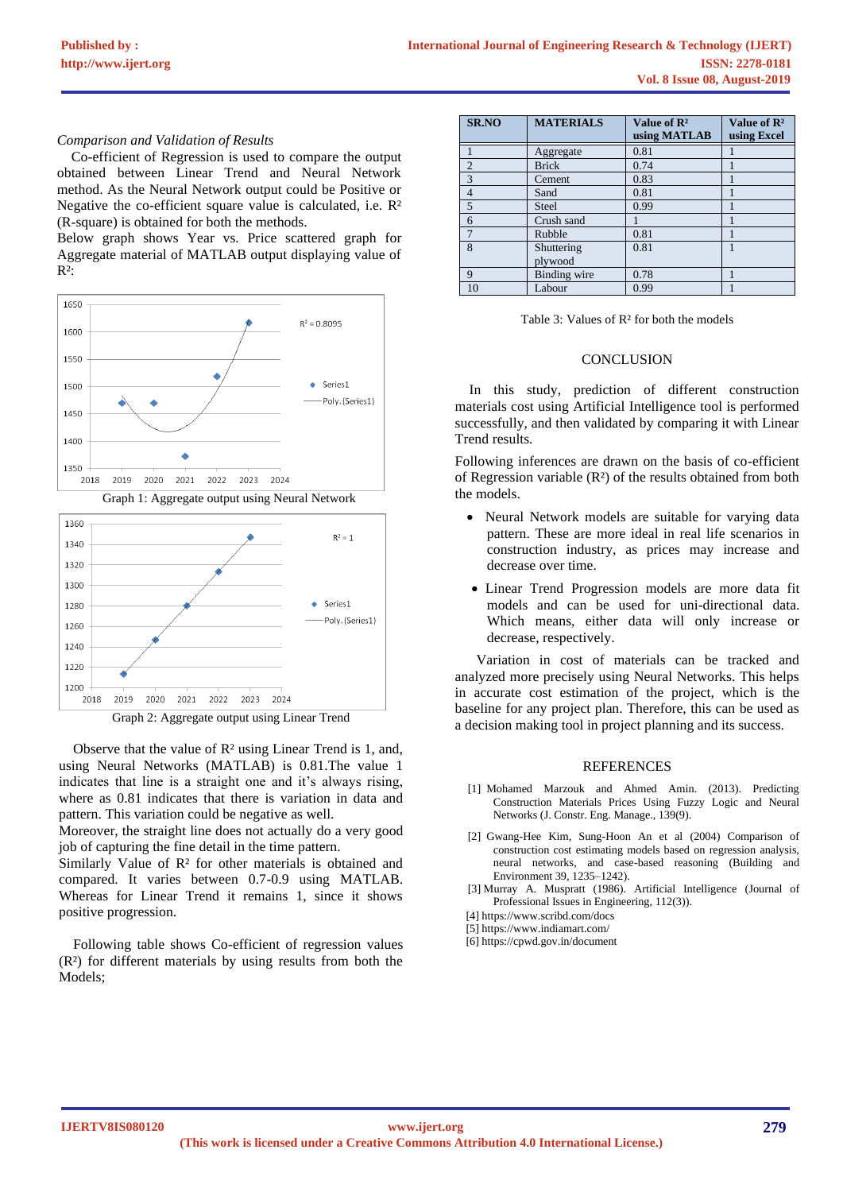*Comparison and Validation of Results*

Co-efficient of Regression is used to compare the output obtained between Linear Trend and Neural Network method. As the Neural Network output could be Positive or Negative the co-efficient square value is calculated, i.e. $R^2$ (R-square) is obtained for both the methods.

Below graph shows Year vs. Price scattered graph for Aggregate material of MATLAB output displaying value of $R^2$:

1650
1600
1550
1500
1450
1400
1350
2018 2019 2020 2021 2022 2023 2024
R² = 0.8095
Series1
Poly. (Series1)

Graph 1: Aggregate output using Neural Network

1360
1340
1320
1300
1280
1260
1240
1220
1200
2018 2019 2020 2021 2022 2023 2024
R² = 1
Series1
Poly. (Series1)

Graph 2: Aggregate output using Linear Trend

Observe that the value of $R^2$ using Linear Trend is 1, and, using Neural Networks (MATLAB) is 0.81.The value 1 indicates that line is a straight one and it's always rising, where as 0.81 indicates that there is variation in data and pattern. This variation could be negative as well.

Moreover, the straight line does not actually do a very good job of capturing the fine detail in the time pattern.

Similarly Value of $R^2$ for other materials is obtained and compared. It varies between 0.7-0.9 using MATLAB. Whereas for Linear Trend it remains 1, since it shows positive progression.

Following table shows Co-efficient of regression values ($R^2$) for different materials by using results from both the Models;

| SR.NO | MATERIALS | Value of $R^2$ using MATLAB | Value of $R^2$ using Excel |
|---|---|---|---|
| 1 | Aggregate | 0.81 | 1 |
| 2 | Brick | 0.74 | 1 |
| 3 | Cement | 0.83 | 1 |
| 4 | Sand | 0.81 | 1 |
| 5 | Steel | 0.99 | 1 |
| 6 | Crush sand | 1 | 1 |
| 7 | Rubble | 0.81 | 1 |
| 8 | Shuttering plywood | 0.81 | 1 |
| 9 | Binding wire | 0.78 | 1 |
| 10 | Labour | 0.99 | 1 |

Table 3: Values of $R^2$ for both the models

## CONCLUSION

In this study, prediction of different construction materials cost using Artificial Intelligence tool is performed successfully, and then validated by comparing it with Linear Trend results.

Following inferences are drawn on the basis of co-efficient of Regression variable ($R^2$) of the results obtained from both the models.

- Neural Network models are suitable for varying data pattern. These are more ideal in real life scenarios in construction industry, as prices may increase and decrease over time.
- Linear Trend Progression models are more data fit models and can be used for uni-directional data. Which means, either data will only increase or decrease, respectively.

Variation in cost of materials can be tracked and analyzed more precisely using Neural Networks. This helps in accurate cost estimation of the project, which is the baseline for any project plan. Therefore, this can be used as a decision making tool in project planning and its success.

## REFERENCES

[1] Mohamed Marzouk and Ahmed Amin. (2013). Predicting Construction Materials Prices Using Fuzzy Logic and Neural Networks (J. Constr. Eng. Manage., 139(9).

[2] Gwang-Hee Kim, Sung-Hoon An et al (2004) Comparison of construction cost estimating models based on regression analysis, neural networks, and case-based reasoning (Building and Environment 39, 1235–1242).

[3] Murray A. Muspratt (1986). Artificial Intelligence (Journal of Professional Issues in Engineering, 112(3)).

[4] https://www.scribd.com/docs

[5] https://www.indiamart.com/

[6] https://cpwd.gov.in/document